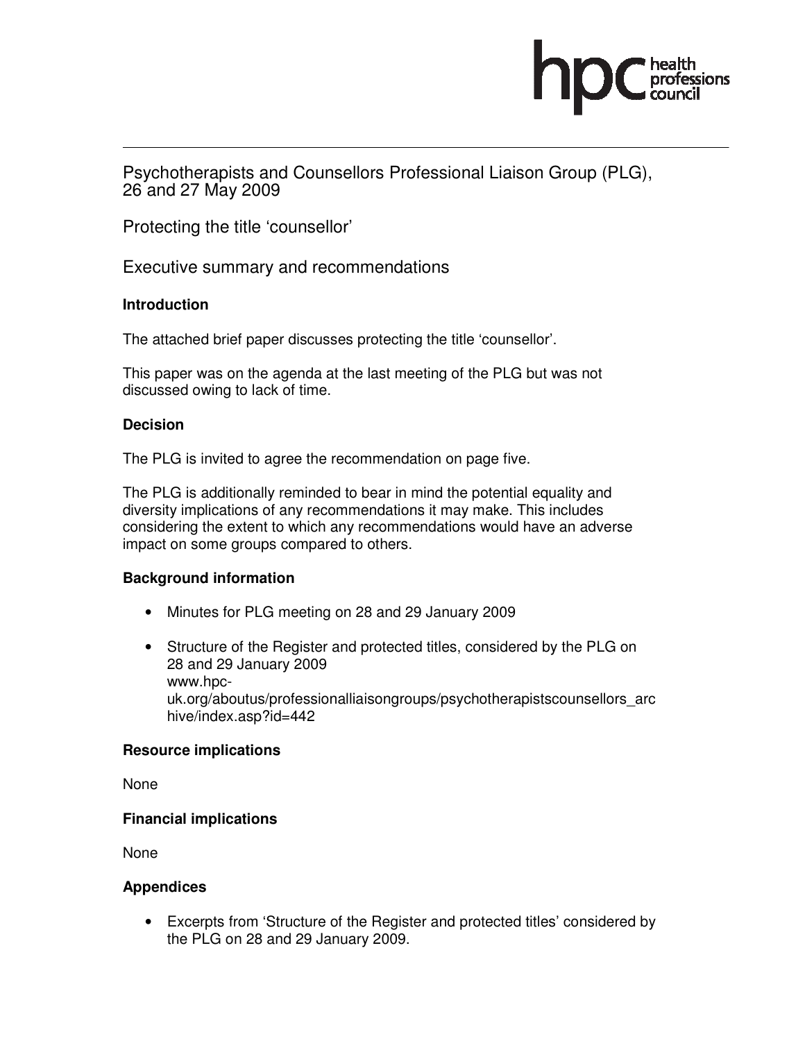Psychotherapists and Counsellors Professional Liaison Group (PLG), 26 and 27 May 2009

# Protecting the title 'counsellor'

## Executive summary and recommendations

### Introduction

The attached brief paper discusses protecting the title 'counsellor'.

This paper was on the agenda at the last meeting of the PLG but was not discussed owing to lack of time.

### Decision

The PLG is invited to agree the recommendation on page five.

The PLG is additionally reminded to bear in mind the potential equality and diversity implications of any recommendations it may make. This includes considering the extent to which any recommendations would have an adverse impact on some groups compared to others.

### Background information

- Minutes for PLG meeting on 28 and 29 January 2009
- Structure of the Register and protected titles, considered by the PLG on 28 and 29 January 2009
  www.hpc-uk.org/aboutus/professionalliaisongroups/psychotherapistscounsellors_archive/index.asp?id=442

### Resource implications

None

### Financial implications

None

### Appendices

- Excerpts from 'Structure of the Register and protected titles' considered by the PLG on 28 and 29 January 2009.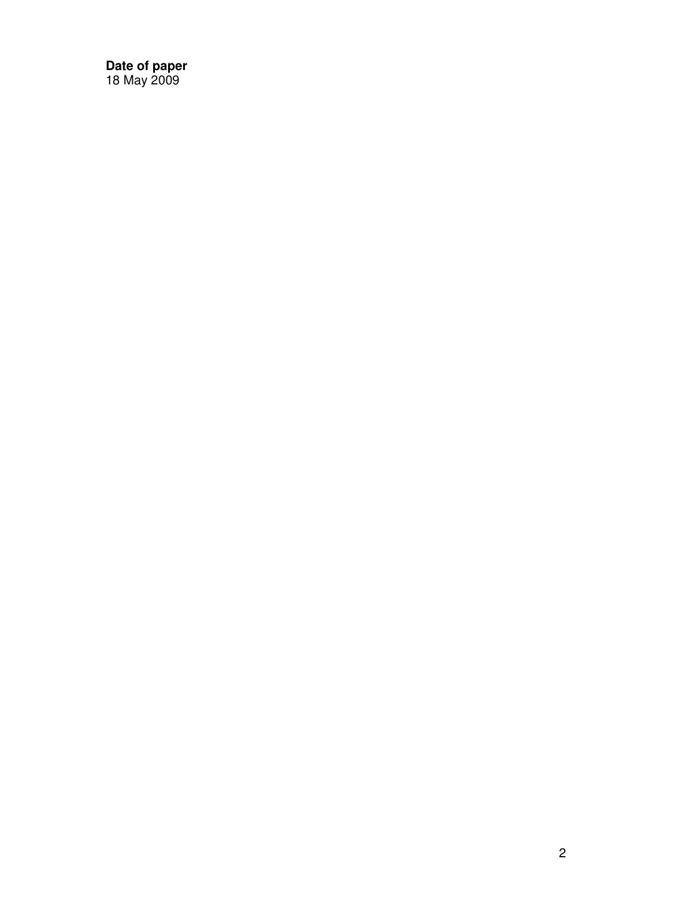**Date of paper**
18 May 2009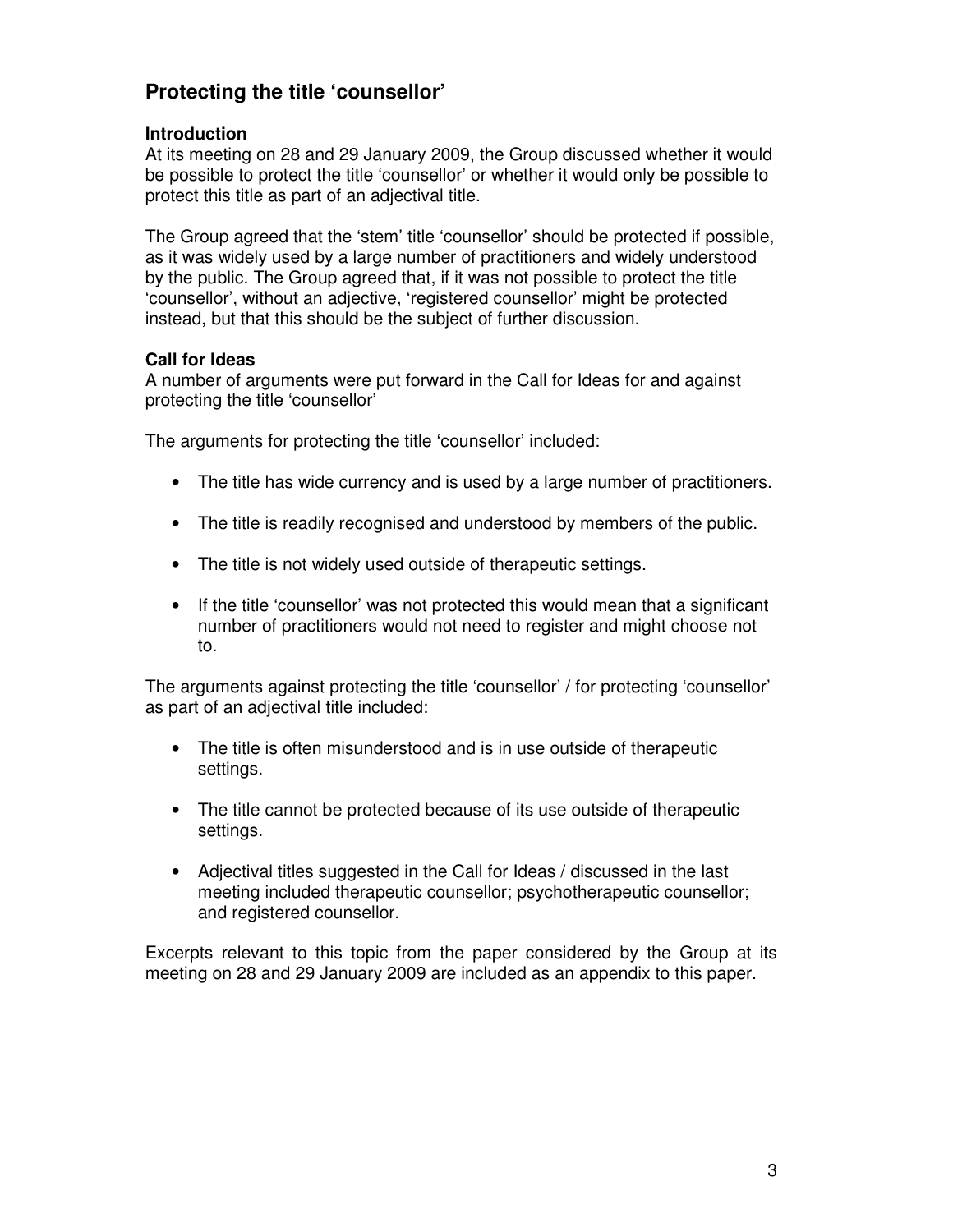## Protecting the title 'counsellor'

### Introduction

At its meeting on 28 and 29 January 2009, the Group discussed whether it would be possible to protect the title 'counsellor' or whether it would only be possible to protect this title as part of an adjectival title.

The Group agreed that the 'stem' title 'counsellor' should be protected if possible, as it was widely used by a large number of practitioners and widely understood by the public. The Group agreed that, if it was not possible to protect the title 'counsellor', without an adjective, 'registered counsellor' might be protected instead, but that this should be the subject of further discussion.

### Call for Ideas

A number of arguments were put forward in the Call for Ideas for and against protecting the title 'counsellor'

The arguments for protecting the title 'counsellor' included:

- The title has wide currency and is used by a large number of practitioners.
- The title is readily recognised and understood by members of the public.
- The title is not widely used outside of therapeutic settings.
- If the title 'counsellor' was not protected this would mean that a significant number of practitioners would not need to register and might choose not to.

The arguments against protecting the title 'counsellor' / for protecting 'counsellor' as part of an adjectival title included:

- The title is often misunderstood and is in use outside of therapeutic settings.
- The title cannot be protected because of its use outside of therapeutic settings.
- Adjectival titles suggested in the Call for Ideas / discussed in the last meeting included therapeutic counsellor; psychotherapeutic counsellor; and registered counsellor.

Excerpts relevant to this topic from the paper considered by the Group at its meeting on 28 and 29 January 2009 are included as an appendix to this paper.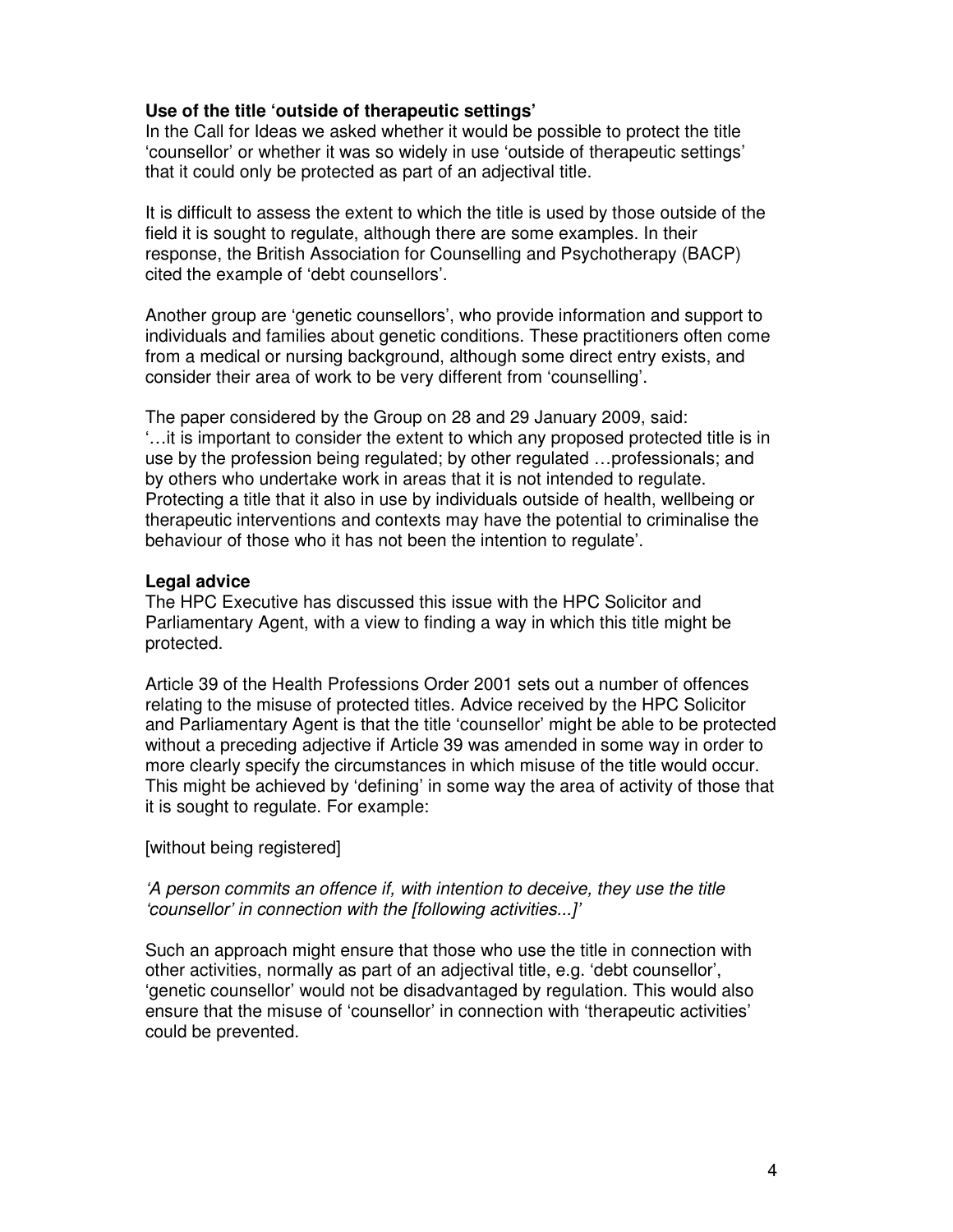**Use of the title 'outside of therapeutic settings'**

In the Call for Ideas we asked whether it would be possible to protect the title 'counsellor' or whether it was so widely in use 'outside of therapeutic settings' that it could only be protected as part of an adjectival title.

It is difficult to assess the extent to which the title is used by those outside of the field it is sought to regulate, although there are some examples. In their response, the British Association for Counselling and Psychotherapy (BACP) cited the example of 'debt counsellors'.

Another group are 'genetic counsellors', who provide information and support to individuals and families about genetic conditions. These practitioners often come from a medical or nursing background, although some direct entry exists, and consider their area of work to be very different from 'counselling'.

The paper considered by the Group on 28 and 29 January 2009, said:
'…it is important to consider the extent to which any proposed protected title is in use by the profession being regulated; by other regulated …professionals; and by others who undertake work in areas that it is not intended to regulate. Protecting a title that it also in use by individuals outside of health, wellbeing or therapeutic interventions and contexts may have the potential to criminalise the behaviour of those who it has not been the intention to regulate'.

**Legal advice**

The HPC Executive has discussed this issue with the HPC Solicitor and Parliamentary Agent, with a view to finding a way in which this title might be protected.

Article 39 of the Health Professions Order 2001 sets out a number of offences relating to the misuse of protected titles. Advice received by the HPC Solicitor and Parliamentary Agent is that the title 'counsellor' might be able to be protected without a preceding adjective if Article 39 was amended in some way in order to more clearly specify the circumstances in which misuse of the title would occur. This might be achieved by 'defining' in some way the area of activity of those that it is sought to regulate. For example:

[without being registered]

*'A person commits an offence if, with intention to deceive, they use the title 'counsellor' in connection with the [following activities...]'*

Such an approach might ensure that those who use the title in connection with other activities, normally as part of an adjectival title, e.g. 'debt counsellor', 'genetic counsellor' would not be disadvantaged by regulation. This would also ensure that the misuse of 'counsellor' in connection with 'therapeutic activities' could be prevented.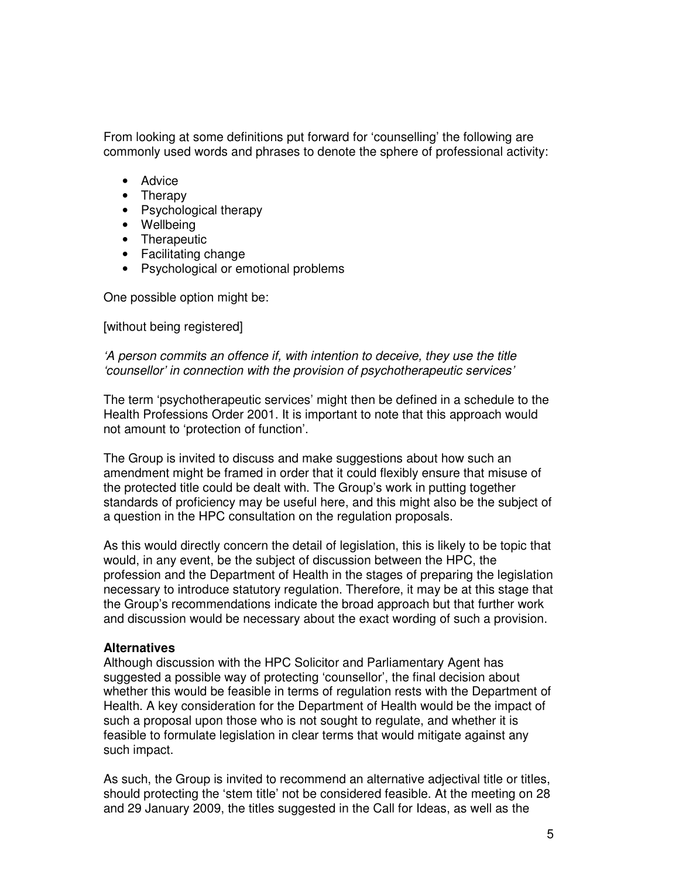From looking at some definitions put forward for 'counselling' the following are commonly used words and phrases to denote the sphere of professional activity:

- Advice
- Therapy
- Psychological therapy
- Wellbeing
- Therapeutic
- Facilitating change
- Psychological or emotional problems

One possible option might be:

[without being registered]

*'A person commits an offence if, with intention to deceive, they use the title 'counsellor' in connection with the provision of psychotherapeutic services'*

The term 'psychotherapeutic services' might then be defined in a schedule to the Health Professions Order 2001. It is important to note that this approach would not amount to 'protection of function'.

The Group is invited to discuss and make suggestions about how such an amendment might be framed in order that it could flexibly ensure that misuse of the protected title could be dealt with. The Group's work in putting together standards of proficiency may be useful here, and this might also be the subject of a question in the HPC consultation on the regulation proposals.

As this would directly concern the detail of legislation, this is likely to be topic that would, in any event, be the subject of discussion between the HPC, the profession and the Department of Health in the stages of preparing the legislation necessary to introduce statutory regulation. Therefore, it may be at this stage that the Group's recommendations indicate the broad approach but that further work and discussion would be necessary about the exact wording of such a provision.

**Alternatives**

Although discussion with the HPC Solicitor and Parliamentary Agent has suggested a possible way of protecting 'counsellor', the final decision about whether this would be feasible in terms of regulation rests with the Department of Health. A key consideration for the Department of Health would be the impact of such a proposal upon those who is not sought to regulate, and whether it is feasible to formulate legislation in clear terms that would mitigate against any such impact.

As such, the Group is invited to recommend an alternative adjectival title or titles, should protecting the 'stem title' not be considered feasible. At the meeting on 28 and 29 January 2009, the titles suggested in the Call for Ideas, as well as the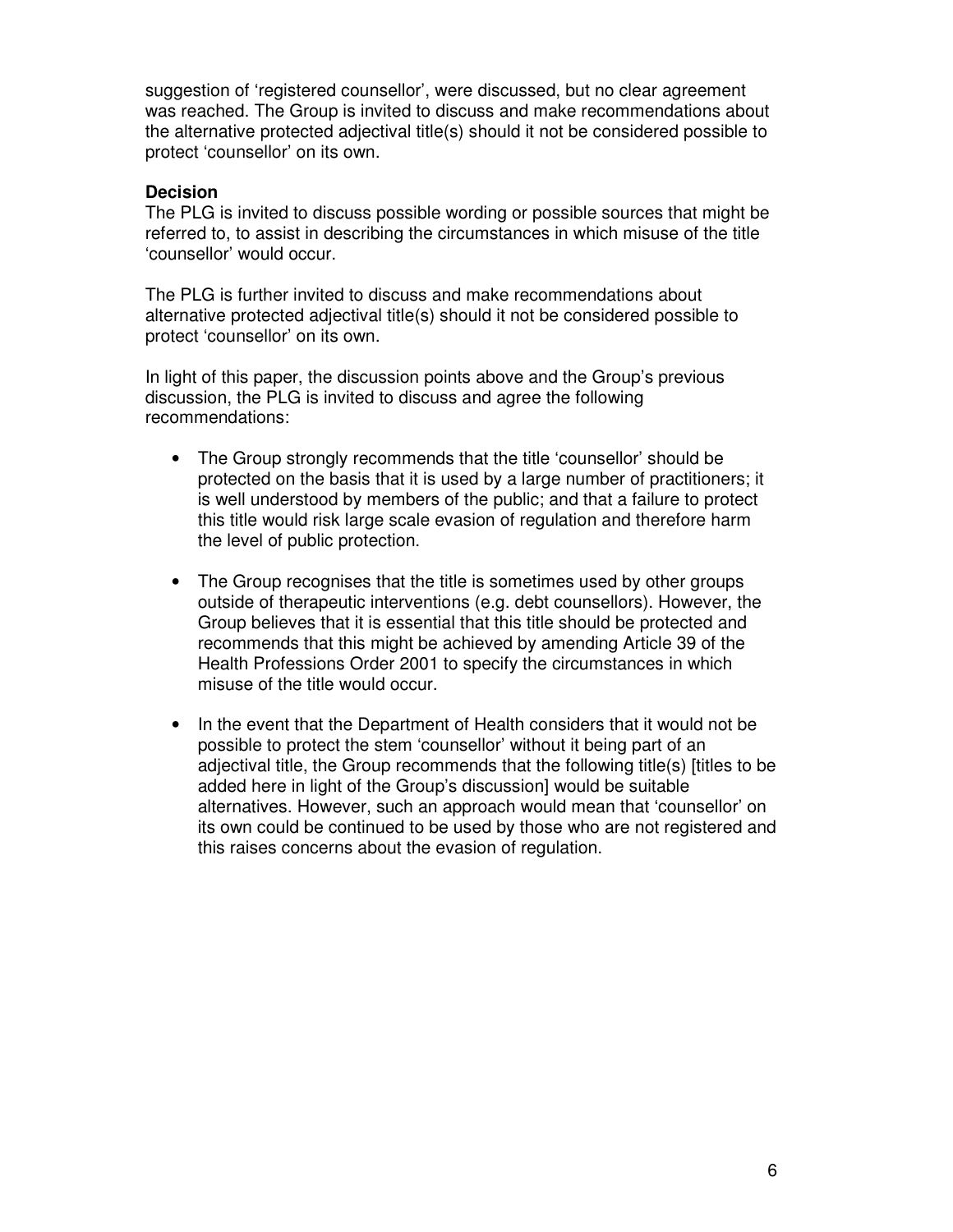suggestion of 'registered counsellor', were discussed, but no clear agreement was reached. The Group is invited to discuss and make recommendations about the alternative protected adjectival title(s) should it not be considered possible to protect 'counsellor' on its own.

**Decision**

The PLG is invited to discuss possible wording or possible sources that might be referred to, to assist in describing the circumstances in which misuse of the title 'counsellor' would occur.

The PLG is further invited to discuss and make recommendations about alternative protected adjectival title(s) should it not be considered possible to protect 'counsellor' on its own.

In light of this paper, the discussion points above and the Group's previous discussion, the PLG is invited to discuss and agree the following recommendations:

- The Group strongly recommends that the title 'counsellor' should be protected on the basis that it is used by a large number of practitioners; it is well understood by members of the public; and that a failure to protect this title would risk large scale evasion of regulation and therefore harm the level of public protection.

- The Group recognises that the title is sometimes used by other groups outside of therapeutic interventions (e.g. debt counsellors). However, the Group believes that it is essential that this title should be protected and recommends that this might be achieved by amending Article 39 of the Health Professions Order 2001 to specify the circumstances in which misuse of the title would occur.

- In the event that the Department of Health considers that it would not be possible to protect the stem 'counsellor' without it being part of an adjectival title, the Group recommends that the following title(s) [titles to be added here in light of the Group's discussion] would be suitable alternatives. However, such an approach would mean that 'counsellor' on its own could be continued to be used by those who are not registered and this raises concerns about the evasion of regulation.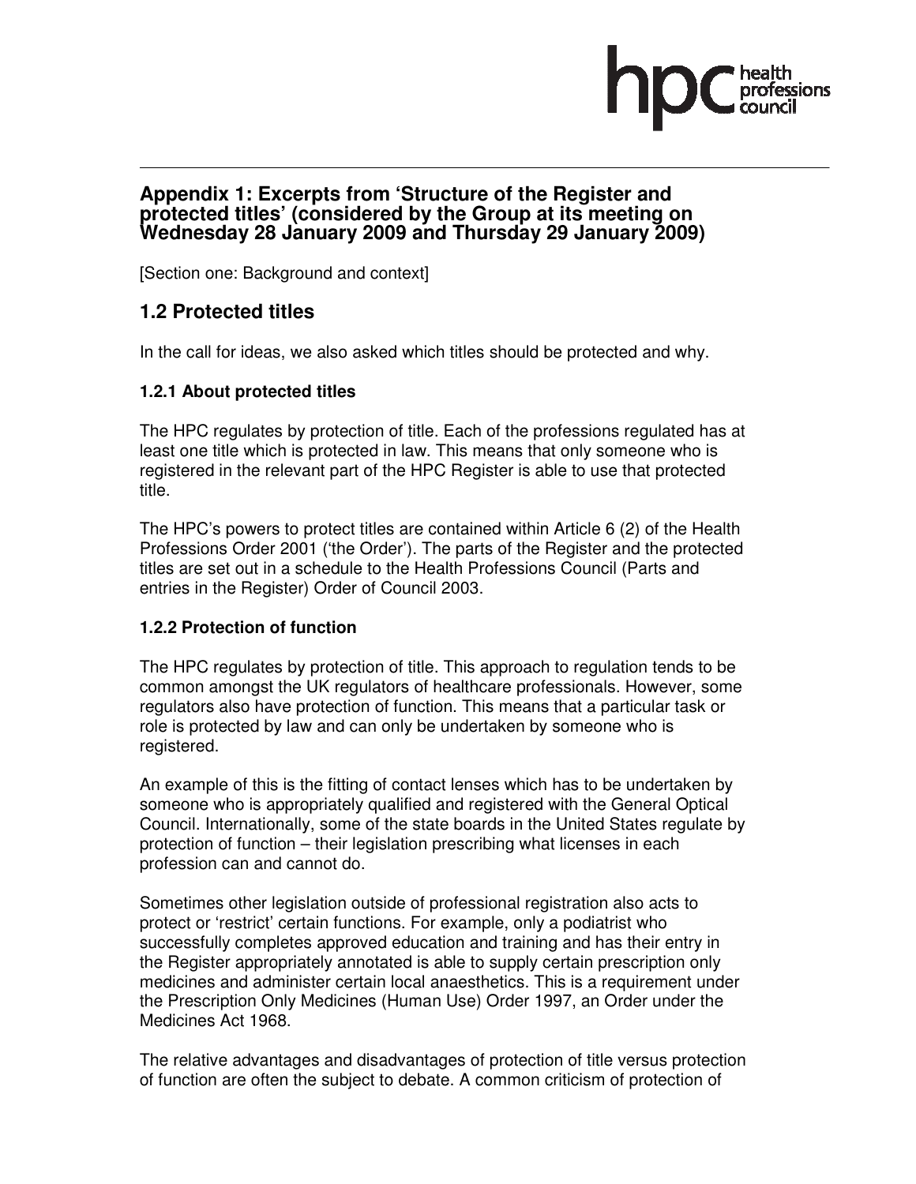# Appendix 1: Excerpts from 'Structure of the Register and protected titles' (considered by the Group at its meeting on Wednesday 28 January 2009 and Thursday 29 January 2009)

[Section one: Background and context]

## 1.2 Protected titles

In the call for ideas, we also asked which titles should be protected and why.

### 1.2.1 About protected titles

The HPC regulates by protection of title. Each of the professions regulated has at least one title which is protected in law. This means that only someone who is registered in the relevant part of the HPC Register is able to use that protected title.

The HPC's powers to protect titles are contained within Article 6 (2) of the Health Professions Order 2001 ('the Order'). The parts of the Register and the protected titles are set out in a schedule to the Health Professions Council (Parts and entries in the Register) Order of Council 2003.

### 1.2.2 Protection of function

The HPC regulates by protection of title. This approach to regulation tends to be common amongst the UK regulators of healthcare professionals. However, some regulators also have protection of function. This means that a particular task or role is protected by law and can only be undertaken by someone who is registered.

An example of this is the fitting of contact lenses which has to be undertaken by someone who is appropriately qualified and registered with the General Optical Council. Internationally, some of the state boards in the United States regulate by protection of function – their legislation prescribing what licenses in each profession can and cannot do.

Sometimes other legislation outside of professional registration also acts to protect or 'restrict' certain functions. For example, only a podiatrist who successfully completes approved education and training and has their entry in the Register appropriately annotated is able to supply certain prescription only medicines and administer certain local anaesthetics. This is a requirement under the Prescription Only Medicines (Human Use) Order 1997, an Order under the Medicines Act 1968.

The relative advantages and disadvantages of protection of title versus protection of function are often the subject to debate. A common criticism of protection of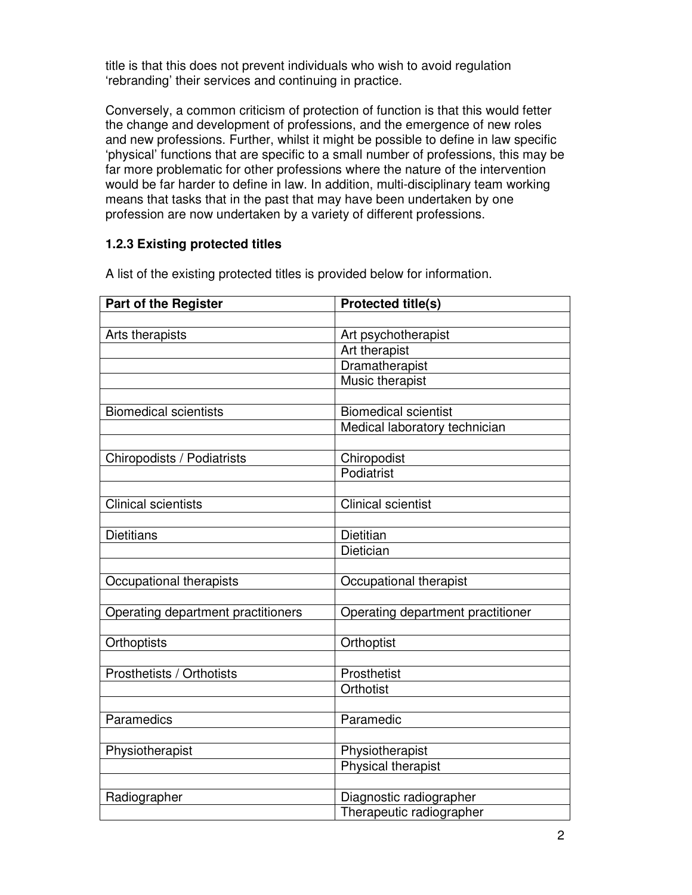title is that this does not prevent individuals who wish to avoid regulation 'rebranding' their services and continuing in practice.

Conversely, a common criticism of protection of function is that this would fetter the change and development of professions, and the emergence of new roles and new professions. Further, whilst it might be possible to define in law specific 'physical' functions that are specific to a small number of professions, this may be far more problematic for other professions where the nature of the intervention would be far harder to define in law. In addition, multi-disciplinary team working means that tasks that in the past that may have been undertaken by one profession are now undertaken by a variety of different professions.

### 1.2.3 Existing protected titles

A list of the existing protected titles is provided below for information.

| **Part of the Register** | **Protected title(s)** |
|---|---|
| | |
| Arts therapists | Art psychotherapist |
| | Art therapist |
| | Dramatherapist |
| | Music therapist |
| | |
| Biomedical scientists | Biomedical scientist |
| | Medical laboratory technician |
| | |
| Chiropodists / Podiatrists | Chiropodist |
| | Podiatrist |
| | |
| Clinical scientists | Clinical scientist |
| | |
| Dietitians | Dietitian |
| | Dietician |
| | |
| Occupational therapists | Occupational therapist |
| | |
| Operating department practitioners | Operating department practitioner |
| | |
| Orthoptists | Orthoptist |
| | |
| Prosthetists / Orthotists | Prosthetist |
| | Orthotist |
| | |
| Paramedics | Paramedic |
| | |
| Physiotherapist | Physiotherapist |
| | Physical therapist |
| | |
| Radiographer | Diagnostic radiographer |
| | Therapeutic radiographer |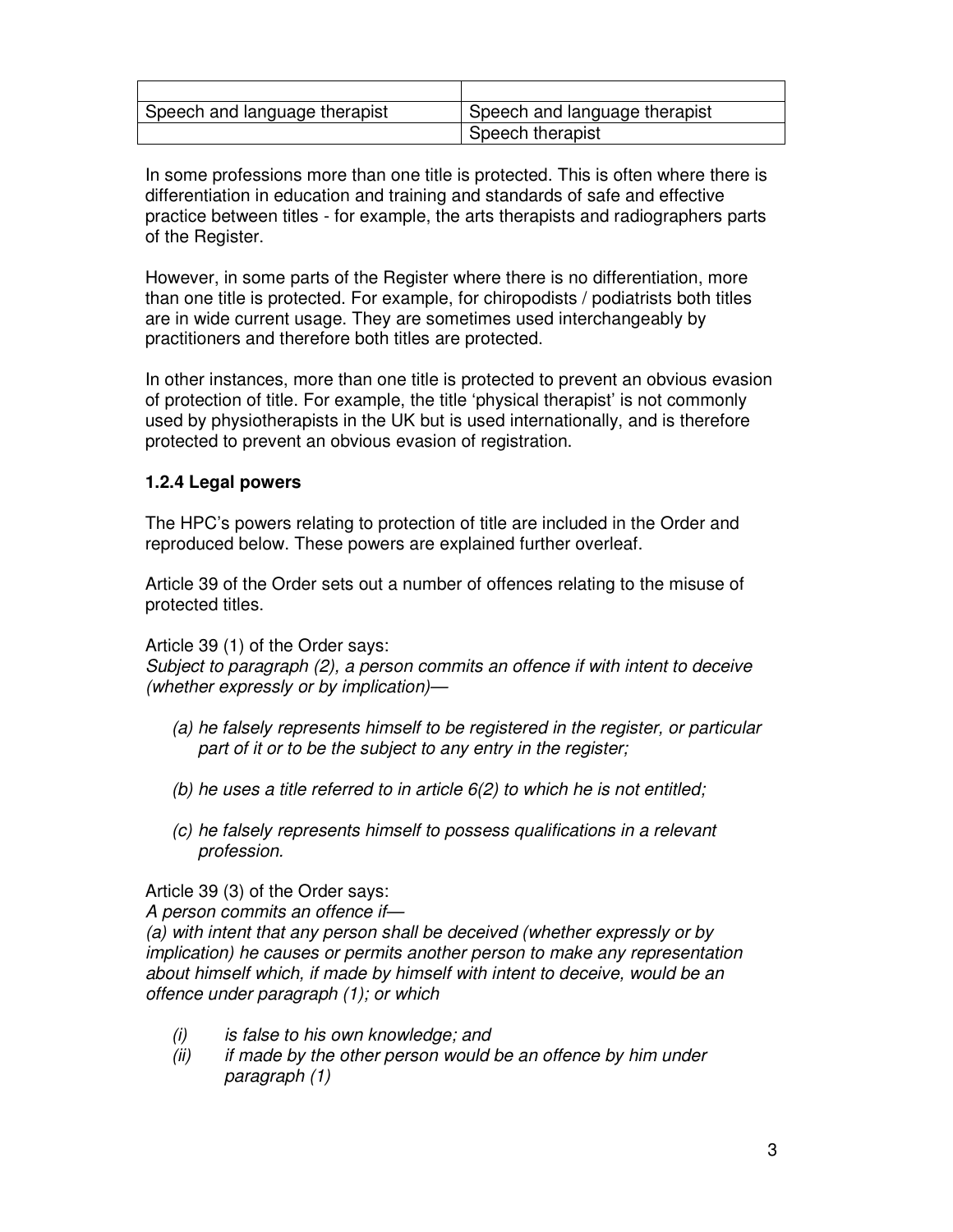| | |
|---|---|
| Speech and language therapist | Speech and language therapist |
| | Speech therapist |

In some professions more than one title is protected. This is often where there is differentiation in education and training and standards of safe and effective practice between titles - for example, the arts therapists and radiographers parts of the Register.

However, in some parts of the Register where there is no differentiation, more than one title is protected. For example, for chiropodists / podiatrists both titles are in wide current usage. They are sometimes used interchangeably by practitioners and therefore both titles are protected.

In other instances, more than one title is protected to prevent an obvious evasion of protection of title. For example, the title 'physical therapist' is not commonly used by physiotherapists in the UK but is used internationally, and is therefore protected to prevent an obvious evasion of registration.

### 1.2.4 Legal powers

The HPC's powers relating to protection of title are included in the Order and reproduced below. These powers are explained further overleaf.

Article 39 of the Order sets out a number of offences relating to the misuse of protected titles.

Article 39 (1) of the Order says:
*Subject to paragraph (2), a person commits an offence if with intent to deceive (whether expressly or by implication)—*

*(a) he falsely represents himself to be registered in the register, or particular part of it or to be the subject to any entry in the register;*

*(b) he uses a title referred to in article 6(2) to which he is not entitled;*

*(c) he falsely represents himself to possess qualifications in a relevant profession.*

Article 39 (3) of the Order says:
*A person commits an offence if—*
*(a) with intent that any person shall be deceived (whether expressly or by implication) he causes or permits another person to make any representation about himself which, if made by himself with intent to deceive, would be an offence under paragraph (1); or which*

*(i) is false to his own knowledge; and*
*(ii) if made by the other person would be an offence by him under paragraph (1)*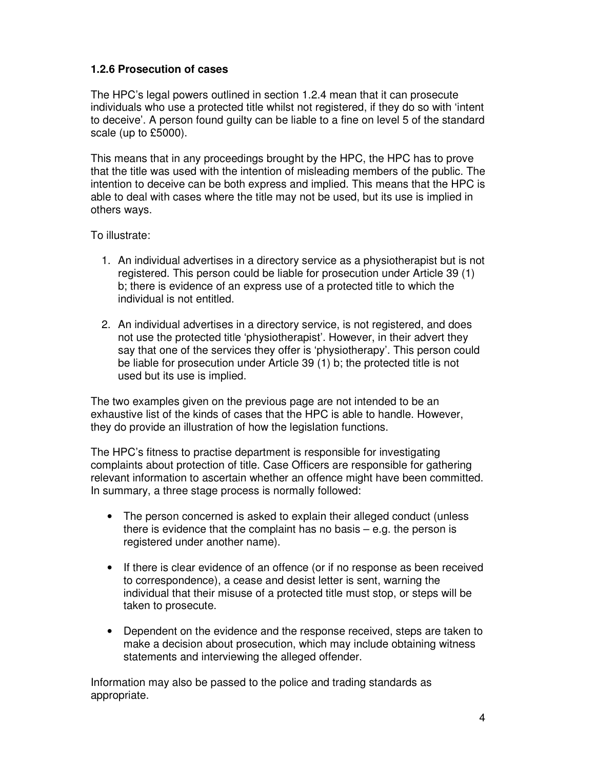### 1.2.6 Prosecution of cases

The HPC's legal powers outlined in section 1.2.4 mean that it can prosecute individuals who use a protected title whilst not registered, if they do so with 'intent to deceive'. A person found guilty can be liable to a fine on level 5 of the standard scale (up to £5000).

This means that in any proceedings brought by the HPC, the HPC has to prove that the title was used with the intention of misleading members of the public. The intention to deceive can be both express and implied. This means that the HPC is able to deal with cases where the title may not be used, but its use is implied in others ways.

To illustrate:

1. An individual advertises in a directory service as a physiotherapist but is not registered. This person could be liable for prosecution under Article 39 (1) b; there is evidence of an express use of a protected title to which the individual is not entitled.

2. An individual advertises in a directory service, is not registered, and does not use the protected title 'physiotherapist'. However, in their advert they say that one of the services they offer is 'physiotherapy'. This person could be liable for prosecution under Article 39 (1) b; the protected title is not used but its use is implied.

The two examples given on the previous page are not intended to be an exhaustive list of the kinds of cases that the HPC is able to handle. However, they do provide an illustration of how the legislation functions.

The HPC's fitness to practise department is responsible for investigating complaints about protection of title. Case Officers are responsible for gathering relevant information to ascertain whether an offence might have been committed. In summary, a three stage process is normally followed:

- The person concerned is asked to explain their alleged conduct (unless there is evidence that the complaint has no basis – e.g. the person is registered under another name).

- If there is clear evidence of an offence (or if no response as been received to correspondence), a cease and desist letter is sent, warning the individual that their misuse of a protected title must stop, or steps will be taken to prosecute.

- Dependent on the evidence and the response received, steps are taken to make a decision about prosecution, which may include obtaining witness statements and interviewing the alleged offender.

Information may also be passed to the police and trading standards as appropriate.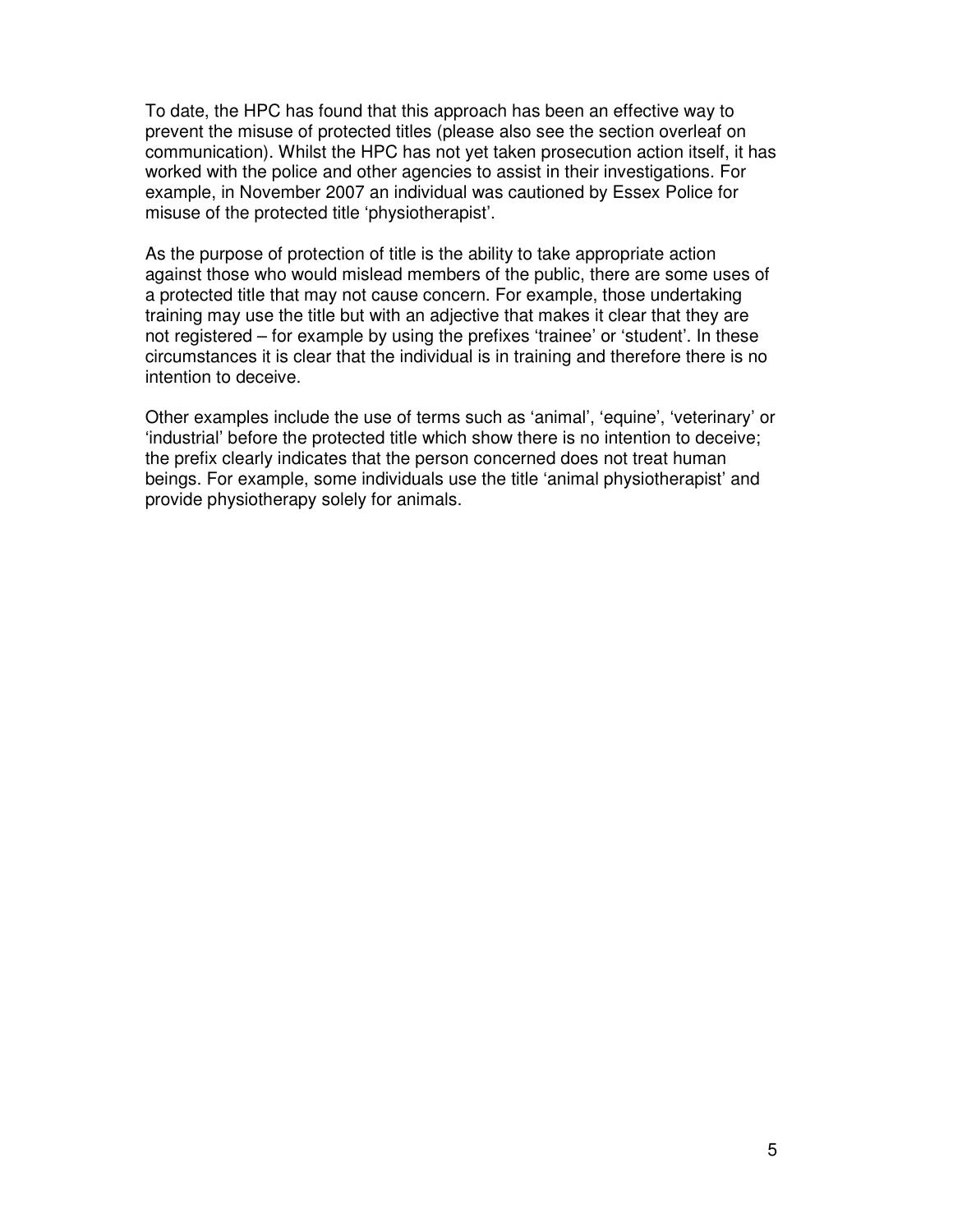To date, the HPC has found that this approach has been an effective way to prevent the misuse of protected titles (please also see the section overleaf on communication). Whilst the HPC has not yet taken prosecution action itself, it has worked with the police and other agencies to assist in their investigations. For example, in November 2007 an individual was cautioned by Essex Police for misuse of the protected title 'physiotherapist'.

As the purpose of protection of title is the ability to take appropriate action against those who would mislead members of the public, there are some uses of a protected title that may not cause concern. For example, those undertaking training may use the title but with an adjective that makes it clear that they are not registered – for example by using the prefixes 'trainee' or 'student'. In these circumstances it is clear that the individual is in training and therefore there is no intention to deceive.

Other examples include the use of terms such as 'animal', 'equine', 'veterinary' or 'industrial' before the protected title which show there is no intention to deceive; the prefix clearly indicates that the person concerned does not treat human beings. For example, some individuals use the title 'animal physiotherapist' and provide physiotherapy solely for animals.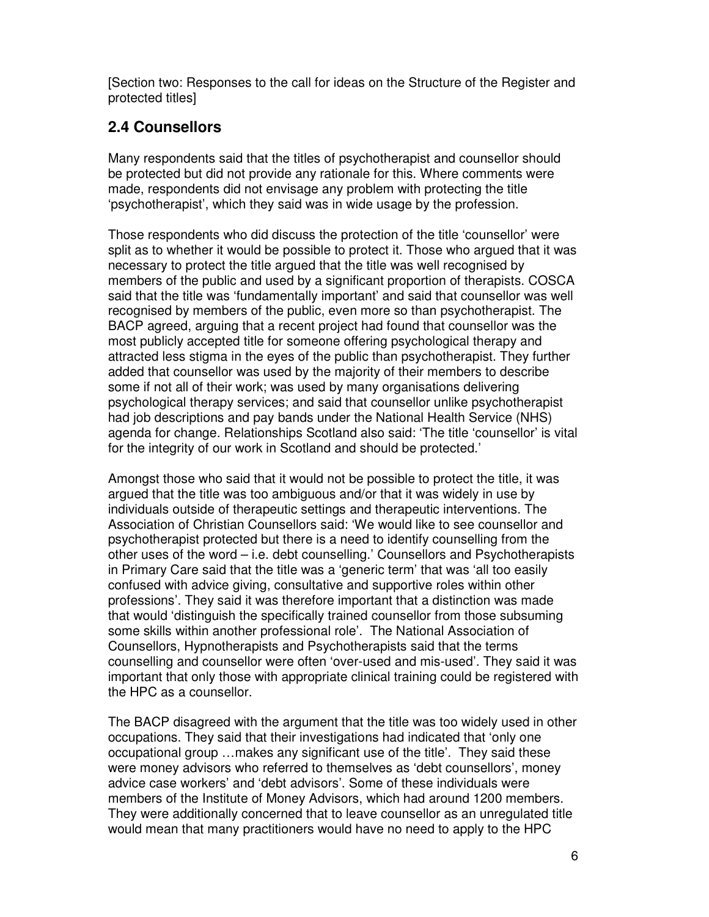[Section two: Responses to the call for ideas on the Structure of the Register and protected titles]

## 2.4 Counsellors

Many respondents said that the titles of psychotherapist and counsellor should be protected but did not provide any rationale for this. Where comments were made, respondents did not envisage any problem with protecting the title 'psychotherapist', which they said was in wide usage by the profession.

Those respondents who did discuss the protection of the title 'counsellor' were split as to whether it would be possible to protect it. Those who argued that it was necessary to protect the title argued that the title was well recognised by members of the public and used by a significant proportion of therapists. COSCA said that the title was 'fundamentally important' and said that counsellor was well recognised by members of the public, even more so than psychotherapist. The BACP agreed, arguing that a recent project had found that counsellor was the most publicly accepted title for someone offering psychological therapy and attracted less stigma in the eyes of the public than psychotherapist. They further added that counsellor was used by the majority of their members to describe some if not all of their work; was used by many organisations delivering psychological therapy services; and said that counsellor unlike psychotherapist had job descriptions and pay bands under the National Health Service (NHS) agenda for change. Relationships Scotland also said: 'The title 'counsellor' is vital for the integrity of our work in Scotland and should be protected.'

Amongst those who said that it would not be possible to protect the title, it was argued that the title was too ambiguous and/or that it was widely in use by individuals outside of therapeutic settings and therapeutic interventions. The Association of Christian Counsellors said: 'We would like to see counsellor and psychotherapist protected but there is a need to identify counselling from the other uses of the word – i.e. debt counselling.' Counsellors and Psychotherapists in Primary Care said that the title was a 'generic term' that was 'all too easily confused with advice giving, consultative and supportive roles within other professions'. They said it was therefore important that a distinction was made that would 'distinguish the specifically trained counsellor from those subsuming some skills within another professional role'. The National Association of Counsellors, Hypnotherapists and Psychotherapists said that the terms counselling and counsellor were often 'over-used and mis-used'. They said it was important that only those with appropriate clinical training could be registered with the HPC as a counsellor.

The BACP disagreed with the argument that the title was too widely used in other occupations. They said that their investigations had indicated that 'only one occupational group …makes any significant use of the title'. They said these were money advisors who referred to themselves as 'debt counsellors', money advice case workers' and 'debt advisors'. Some of these individuals were members of the Institute of Money Advisors, which had around 1200 members. They were additionally concerned that to leave counsellor as an unregulated title would mean that many practitioners would have no need to apply to the HPC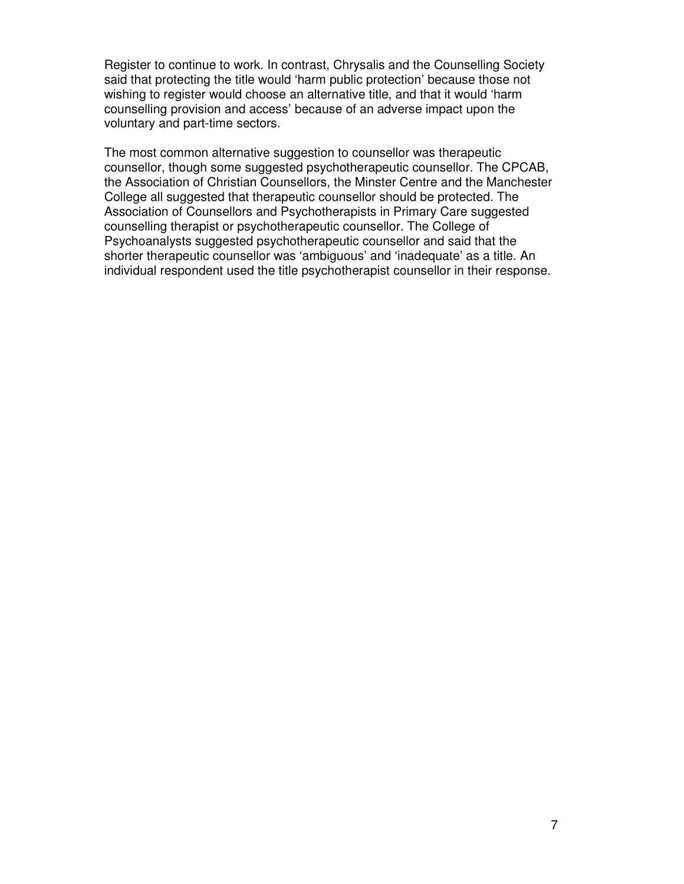Register to continue to work. In contrast, Chrysalis and the Counselling Society said that protecting the title would 'harm public protection' because those not wishing to register would choose an alternative title, and that it would 'harm counselling provision and access' because of an adverse impact upon the voluntary and part-time sectors.

The most common alternative suggestion to counsellor was therapeutic counsellor, though some suggested psychotherapeutic counsellor. The CPCAB, the Association of Christian Counsellors, the Minster Centre and the Manchester College all suggested that therapeutic counsellor should be protected. The Association of Counsellors and Psychotherapists in Primary Care suggested counselling therapist or psychotherapeutic counsellor. The College of Psychoanalysts suggested psychotherapeutic counsellor and said that the shorter therapeutic counsellor was 'ambiguous' and 'inadequate' as a title. An individual respondent used the title psychotherapist counsellor in their response.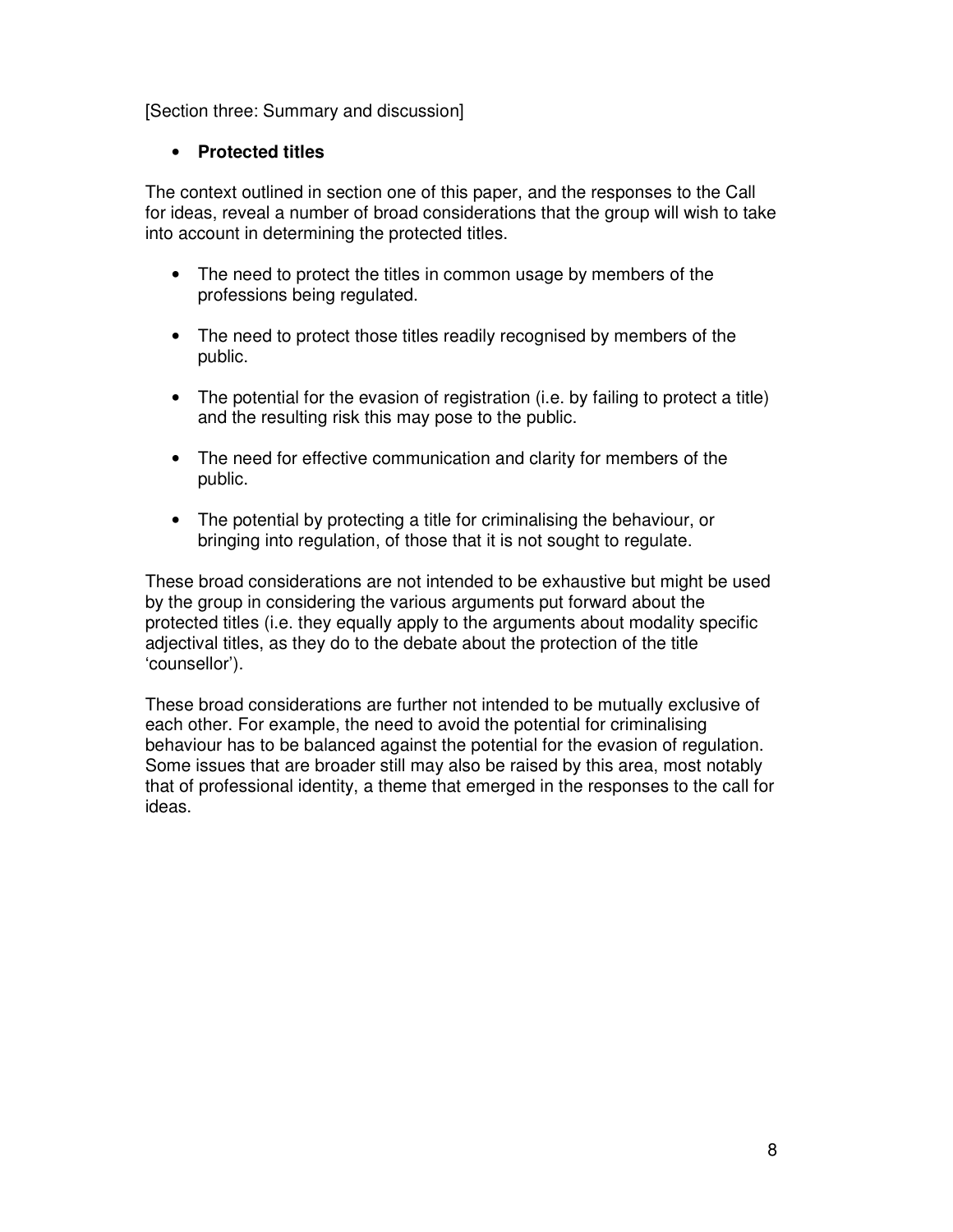[Section three: Summary and discussion]

- **Protected titles**

The context outlined in section one of this paper, and the responses to the Call for ideas, reveal a number of broad considerations that the group will wish to take into account in determining the protected titles.

- The need to protect the titles in common usage by members of the professions being regulated.
- The need to protect those titles readily recognised by members of the public.
- The potential for the evasion of registration (i.e. by failing to protect a title) and the resulting risk this may pose to the public.
- The need for effective communication and clarity for members of the public.
- The potential by protecting a title for criminalising the behaviour, or bringing into regulation, of those that it is not sought to regulate.

These broad considerations are not intended to be exhaustive but might be used by the group in considering the various arguments put forward about the protected titles (i.e. they equally apply to the arguments about modality specific adjectival titles, as they do to the debate about the protection of the title 'counsellor').

These broad considerations are further not intended to be mutually exclusive of each other. For example, the need to avoid the potential for criminalising behaviour has to be balanced against the potential for the evasion of regulation. Some issues that are broader still may also be raised by this area, most notably that of professional identity, a theme that emerged in the responses to the call for ideas.